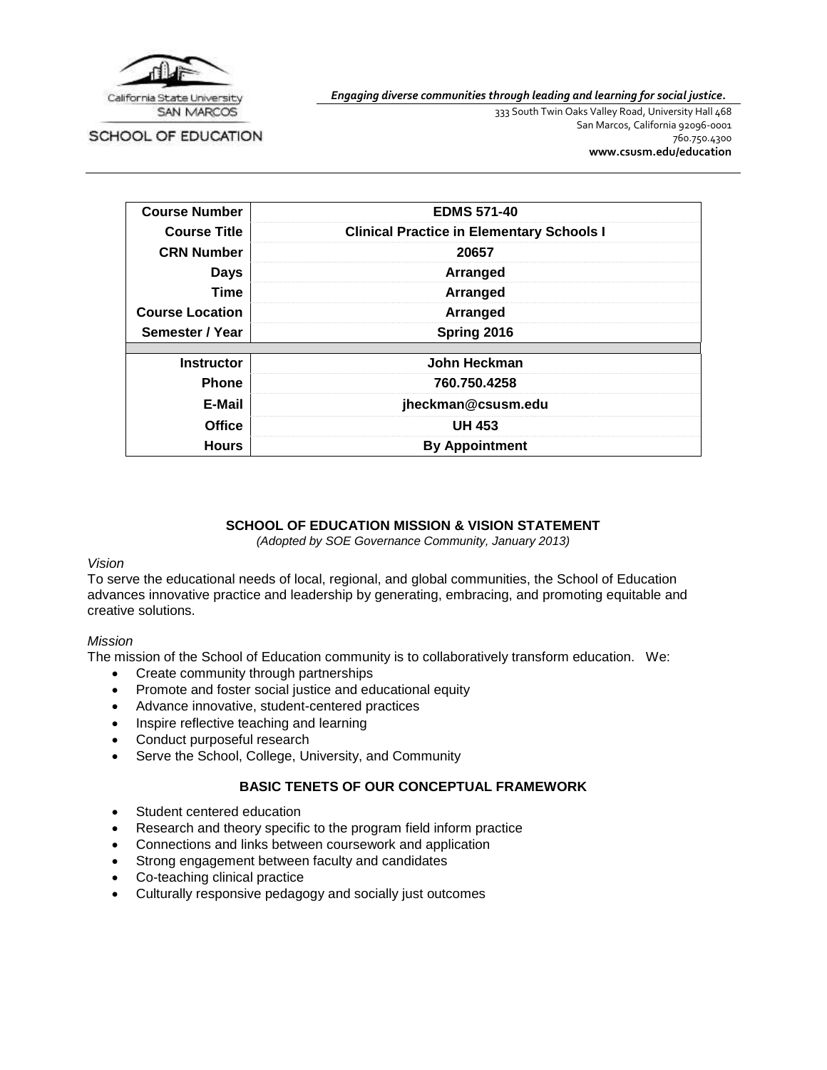California State University SAN MARCOS

SCHOOL OF EDUCATION

*Engaging diverse communities through leading and learning for social justice.*

333 South Twin Oaks Valley Road, University Hall 468
San Marcos, California 92096-0001
760.750.4300
**www.csusm.edu/education**

| | |
|---|---|
| **Course Number** | **EDMS 571-40** |
| **Course Title** | **Clinical Practice in Elementary Schools I** |
| **CRN Number** | **20657** |
| **Days** | **Arranged** |
| **Time** | **Arranged** |
| **Course Location** | **Arranged** |
| **Semester / Year** | **Spring 2016** |
| | |
| **Instructor** | **John Heckman** |
| **Phone** | **760.750.4258** |
| **E-Mail** | **jheckman@csusm.edu** |
| **Office** | **UH 453** |
| **Hours** | **By Appointment** |

## SCHOOL OF EDUCATION MISSION & VISION STATEMENT

*(Adopted by SOE Governance Community, January 2013)*

*Vision*

To serve the educational needs of local, regional, and global communities, the School of Education advances innovative practice and leadership by generating, embracing, and promoting equitable and creative solutions.

*Mission*

The mission of the School of Education community is to collaboratively transform education. We:

- Create community through partnerships
- Promote and foster social justice and educational equity
- Advance innovative, student-centered practices
- Inspire reflective teaching and learning
- Conduct purposeful research
- Serve the School, College, University, and Community

## BASIC TENETS OF OUR CONCEPTUAL FRAMEWORK

- Student centered education
- Research and theory specific to the program field inform practice
- Connections and links between coursework and application
- Strong engagement between faculty and candidates
- Co-teaching clinical practice
- Culturally responsive pedagogy and socially just outcomes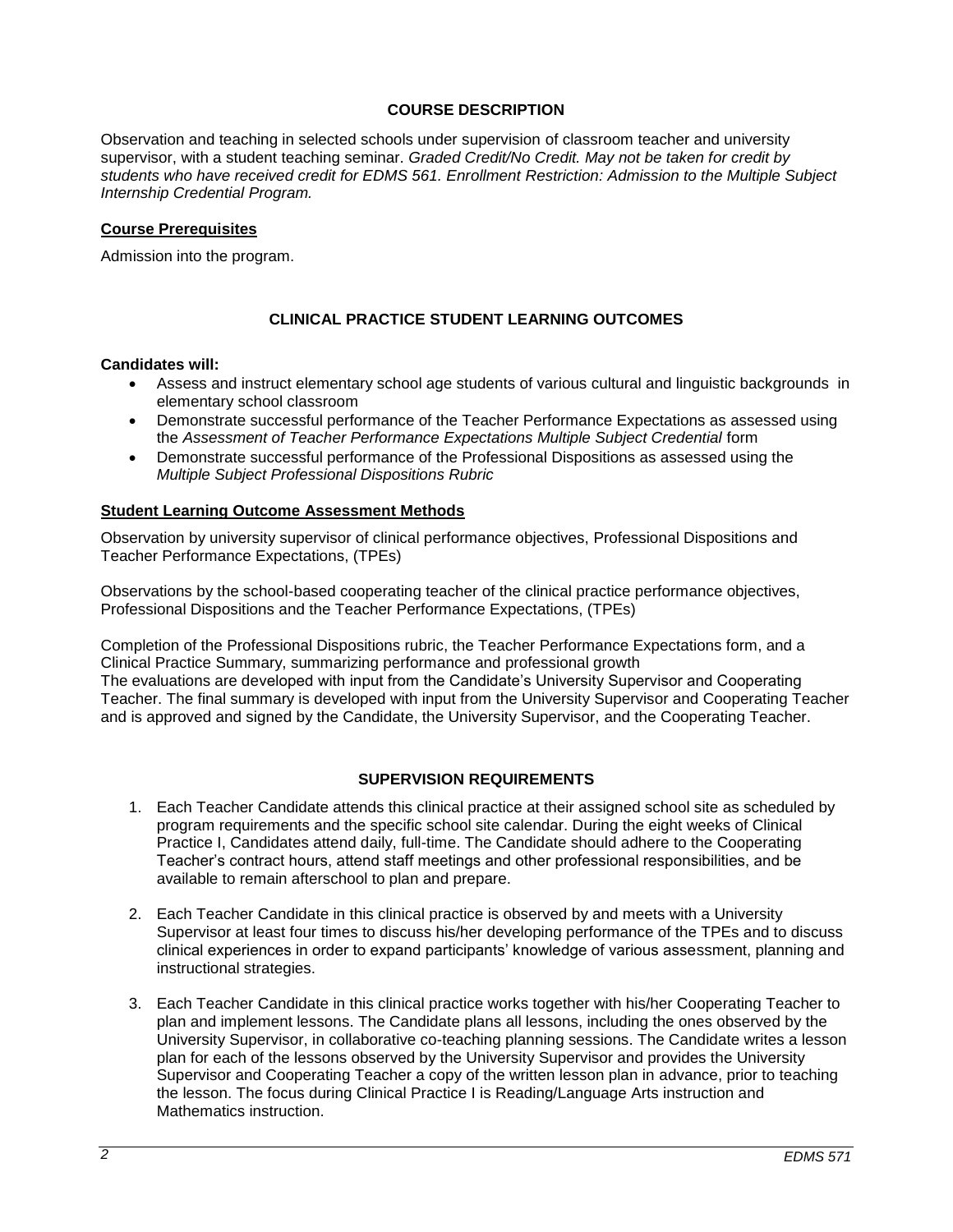## COURSE DESCRIPTION

Observation and teaching in selected schools under supervision of classroom teacher and university supervisor, with a student teaching seminar. *Graded Credit/No Credit. May not be taken for credit by students who have received credit for EDMS 561. Enrollment Restriction: Admission to the Multiple Subject Internship Credential Program.*

### Course Prerequisites

Admission into the program.

## CLINICAL PRACTICE STUDENT LEARNING OUTCOMES

**Candidates will:**

- Assess and instruct elementary school age students of various cultural and linguistic backgrounds in elementary school classroom
- Demonstrate successful performance of the Teacher Performance Expectations as assessed using the *Assessment of Teacher Performance Expectations Multiple Subject Credential* form
- Demonstrate successful performance of the Professional Dispositions as assessed using the *Multiple Subject Professional Dispositions Rubric*

### Student Learning Outcome Assessment Methods

Observation by university supervisor of clinical performance objectives, Professional Dispositions and Teacher Performance Expectations, (TPEs)

Observations by the school-based cooperating teacher of the clinical practice performance objectives, Professional Dispositions and the Teacher Performance Expectations, (TPEs)

Completion of the Professional Dispositions rubric, the Teacher Performance Expectations form, and a Clinical Practice Summary, summarizing performance and professional growth
The evaluations are developed with input from the Candidate's University Supervisor and Cooperating Teacher. The final summary is developed with input from the University Supervisor and Cooperating Teacher and is approved and signed by the Candidate, the University Supervisor, and the Cooperating Teacher.

## SUPERVISION REQUIREMENTS

1. Each Teacher Candidate attends this clinical practice at their assigned school site as scheduled by program requirements and the specific school site calendar. During the eight weeks of Clinical Practice I, Candidates attend daily, full-time. The Candidate should adhere to the Cooperating Teacher's contract hours, attend staff meetings and other professional responsibilities, and be available to remain afterschool to plan and prepare.

2. Each Teacher Candidate in this clinical practice is observed by and meets with a University Supervisor at least four times to discuss his/her developing performance of the TPEs and to discuss clinical experiences in order to expand participants' knowledge of various assessment, planning and instructional strategies.

3. Each Teacher Candidate in this clinical practice works together with his/her Cooperating Teacher to plan and implement lessons. The Candidate plans all lessons, including the ones observed by the University Supervisor, in collaborative co-teaching planning sessions. The Candidate writes a lesson plan for each of the lessons observed by the University Supervisor and provides the University Supervisor and Cooperating Teacher a copy of the written lesson plan in advance, prior to teaching the lesson. The focus during Clinical Practice I is Reading/Language Arts instruction and Mathematics instruction.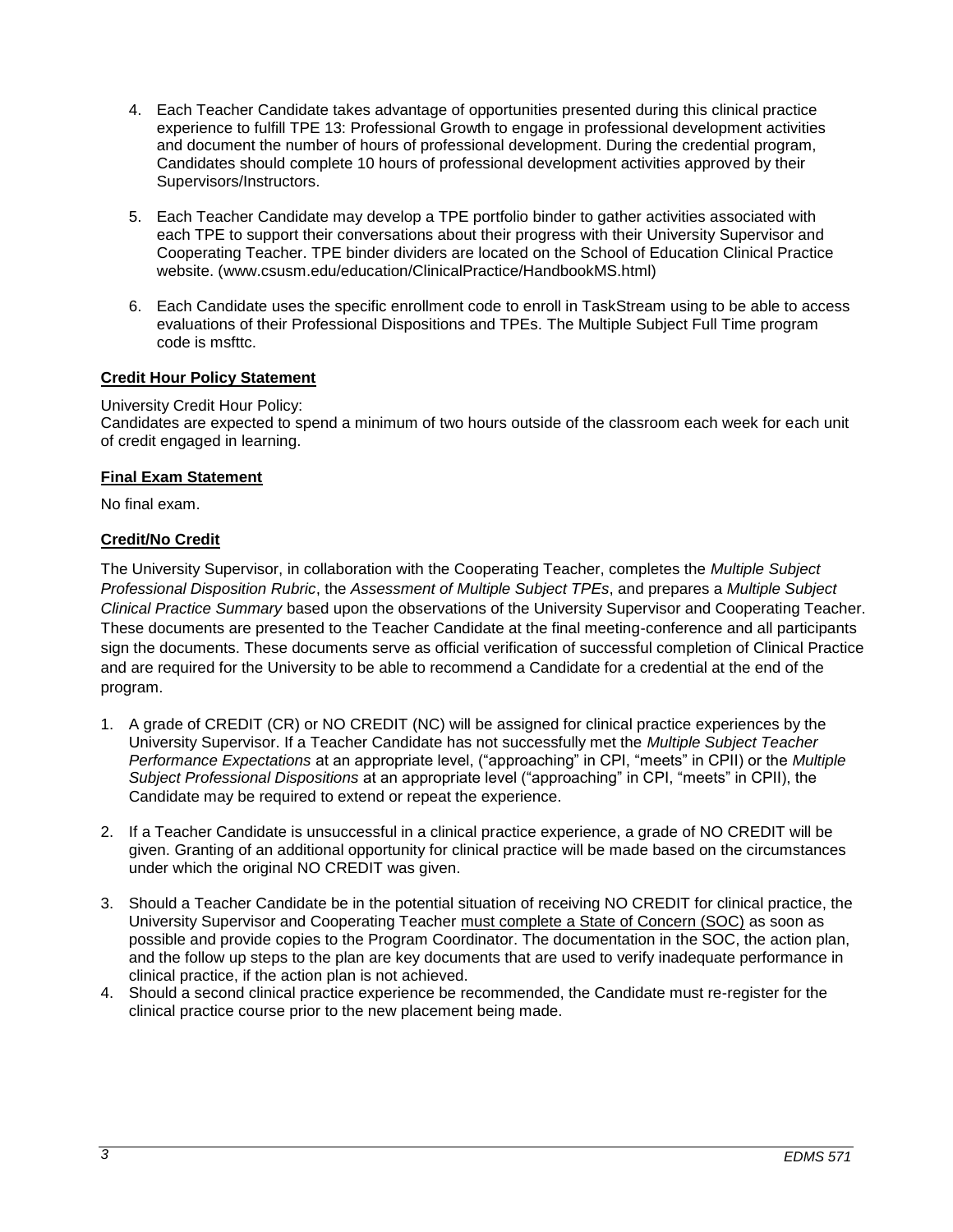4. Each Teacher Candidate takes advantage of opportunities presented during this clinical practice experience to fulfill TPE 13: Professional Growth to engage in professional development activities and document the number of hours of professional development. During the credential program, Candidates should complete 10 hours of professional development activities approved by their Supervisors/Instructors.

5. Each Teacher Candidate may develop a TPE portfolio binder to gather activities associated with each TPE to support their conversations about their progress with their University Supervisor and Cooperating Teacher. TPE binder dividers are located on the School of Education Clinical Practice website. (www.csusm.edu/education/ClinicalPractice/HandbookMS.html)

6. Each Candidate uses the specific enrollment code to enroll in TaskStream using to be able to access evaluations of their Professional Dispositions and TPEs. The Multiple Subject Full Time program code is msfttc.

**Credit Hour Policy Statement**

University Credit Hour Policy:
Candidates are expected to spend a minimum of two hours outside of the classroom each week for each unit of credit engaged in learning.

**Final Exam Statement**

No final exam.

**Credit/No Credit**

The University Supervisor, in collaboration with the Cooperating Teacher, completes the *Multiple Subject Professional Disposition Rubric*, the *Assessment of Multiple Subject TPEs*, and prepares a *Multiple Subject Clinical Practice Summary* based upon the observations of the University Supervisor and Cooperating Teacher. These documents are presented to the Teacher Candidate at the final meeting-conference and all participants sign the documents. These documents serve as official verification of successful completion of Clinical Practice and are required for the University to be able to recommend a Candidate for a credential at the end of the program.

1. A grade of CREDIT (CR) or NO CREDIT (NC) will be assigned for clinical practice experiences by the University Supervisor. If a Teacher Candidate has not successfully met the *Multiple Subject Teacher Performance Expectations* at an appropriate level, ("approaching" in CPI, "meets" in CPII) or the *Multiple Subject Professional Dispositions* at an appropriate level ("approaching" in CPI, "meets" in CPII), the Candidate may be required to extend or repeat the experience.

2. If a Teacher Candidate is unsuccessful in a clinical practice experience, a grade of NO CREDIT will be given. Granting of an additional opportunity for clinical practice will be made based on the circumstances under which the original NO CREDIT was given.

3. Should a Teacher Candidate be in the potential situation of receiving NO CREDIT for clinical practice, the University Supervisor and Cooperating Teacher must complete a State of Concern (SOC) as soon as possible and provide copies to the Program Coordinator. The documentation in the SOC, the action plan, and the follow up steps to the plan are key documents that are used to verify inadequate performance in clinical practice, if the action plan is not achieved.
4. Should a second clinical practice experience be recommended, the Candidate must re-register for the clinical practice course prior to the new placement being made.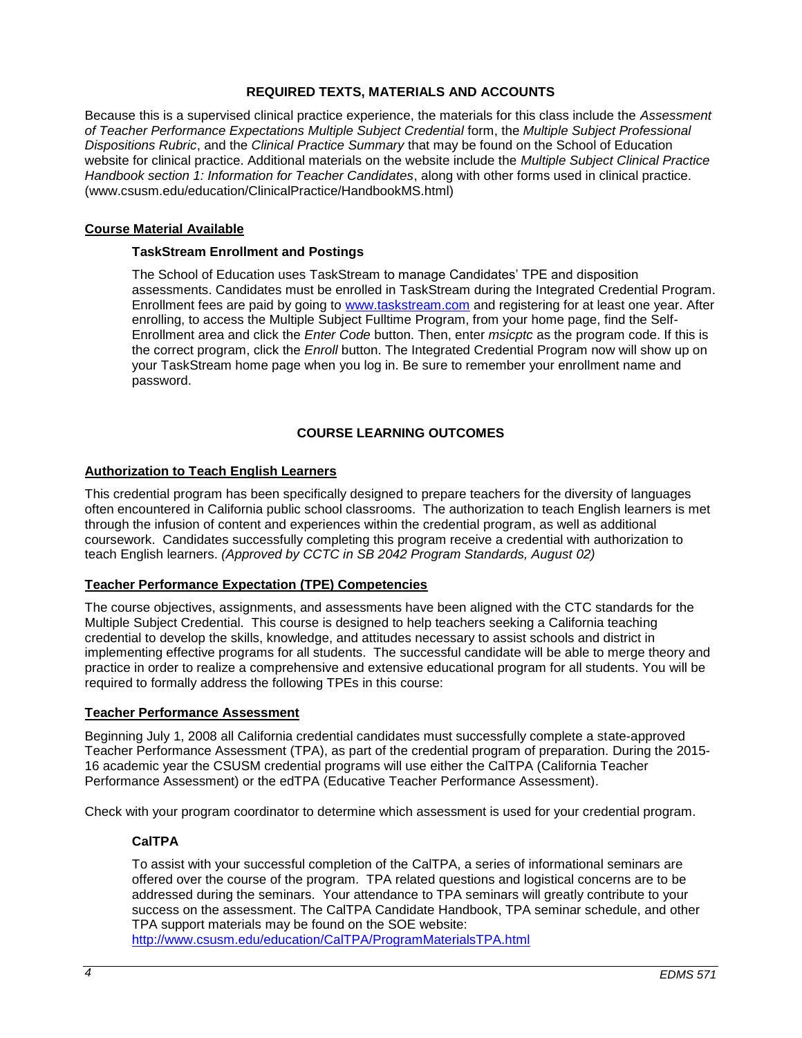## REQUIRED TEXTS, MATERIALS AND ACCOUNTS

Because this is a supervised clinical practice experience, the materials for this class include the *Assessment of Teacher Performance Expectations Multiple Subject Credential* form, the *Multiple Subject Professional Dispositions Rubric*, and the *Clinical Practice Summary* that may be found on the School of Education website for clinical practice. Additional materials on the website include the *Multiple Subject Clinical Practice Handbook section 1: Information for Teacher Candidates*, along with other forms used in clinical practice. (www.csusm.edu/education/ClinicalPractice/HandbookMS.html)

### Course Material Available

#### TaskStream Enrollment and Postings

The School of Education uses TaskStream to manage Candidates' TPE and disposition assessments. Candidates must be enrolled in TaskStream during the Integrated Credential Program. Enrollment fees are paid by going to [www.taskstream.com](www.taskstream.com) and registering for at least one year. After enrolling, to access the Multiple Subject Fulltime Program, from your home page, find the Self-Enrollment area and click the *Enter Code* button. Then, enter *msicptc* as the program code. If this is the correct program, click the *Enroll* button. The Integrated Credential Program now will show up on your TaskStream home page when you log in. Be sure to remember your enrollment name and password.

## COURSE LEARNING OUTCOMES

### Authorization to Teach English Learners

This credential program has been specifically designed to prepare teachers for the diversity of languages often encountered in California public school classrooms. The authorization to teach English learners is met through the infusion of content and experiences within the credential program, as well as additional coursework. Candidates successfully completing this program receive a credential with authorization to teach English learners. *(Approved by CCTC in SB 2042 Program Standards, August 02)*

### Teacher Performance Expectation (TPE) Competencies

The course objectives, assignments, and assessments have been aligned with the CTC standards for the Multiple Subject Credential. This course is designed to help teachers seeking a California teaching credential to develop the skills, knowledge, and attitudes necessary to assist schools and district in implementing effective programs for all students. The successful candidate will be able to merge theory and practice in order to realize a comprehensive and extensive educational program for all students. You will be required to formally address the following TPEs in this course:

### Teacher Performance Assessment

Beginning July 1, 2008 all California credential candidates must successfully complete a state-approved Teacher Performance Assessment (TPA), as part of the credential program of preparation. During the 2015-16 academic year the CSUSM credential programs will use either the CalTPA (California Teacher Performance Assessment) or the edTPA (Educative Teacher Performance Assessment).

Check with your program coordinator to determine which assessment is used for your credential program.

#### CalTPA

To assist with your successful completion of the CalTPA, a series of informational seminars are offered over the course of the program. TPA related questions and logistical concerns are to be addressed during the seminars. Your attendance to TPA seminars will greatly contribute to your success on the assessment. The CalTPA Candidate Handbook, TPA seminar schedule, and other TPA support materials may be found on the SOE website: [http://www.csusm.edu/education/CalTPA/ProgramMaterialsTPA.html](http://www.csusm.edu/education/CalTPA/ProgramMaterialsTPA.html)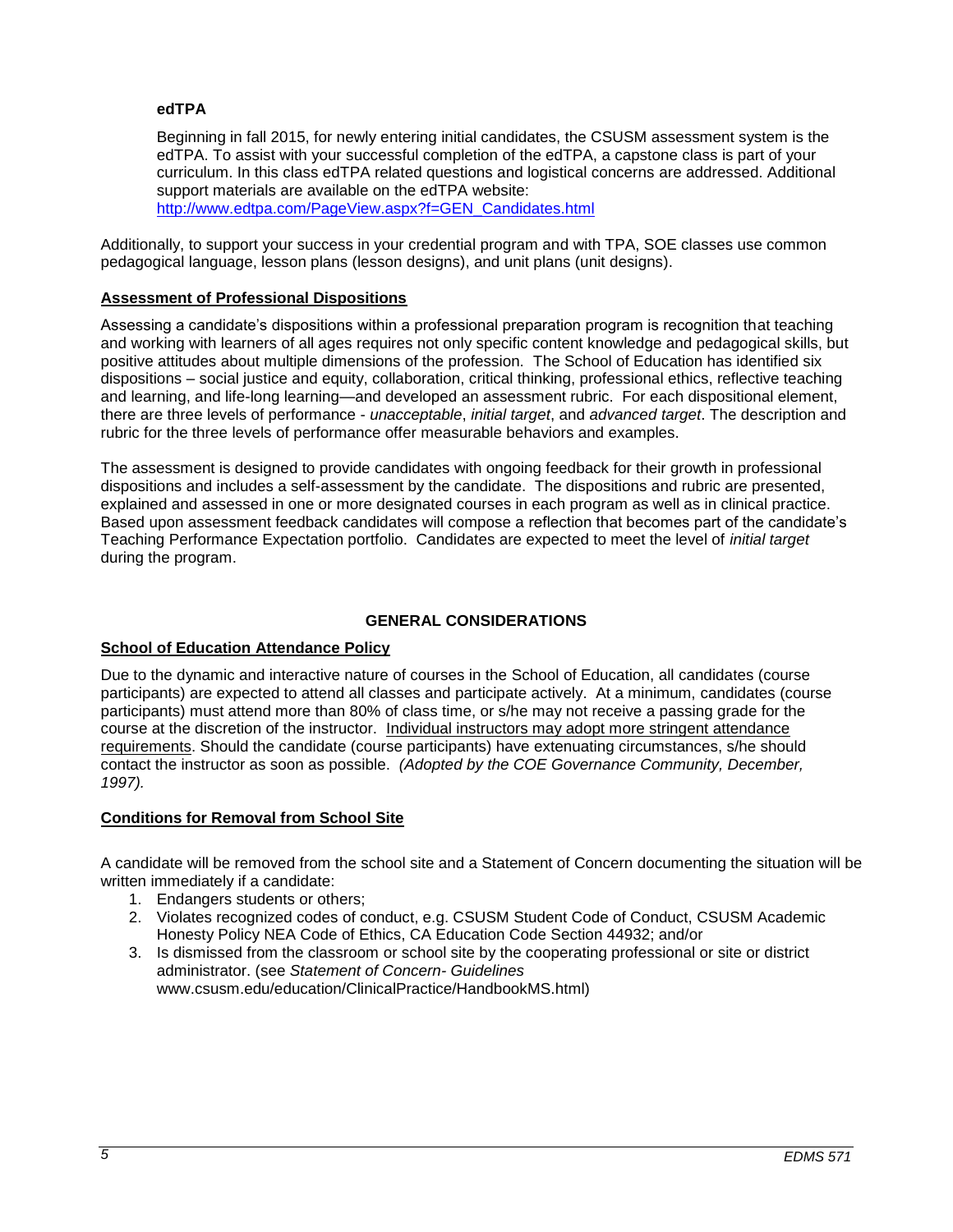**edTPA**

Beginning in fall 2015, for newly entering initial candidates, the CSUSM assessment system is the edTPA. To assist with your successful completion of the edTPA, a capstone class is part of your curriculum. In this class edTPA related questions and logistical concerns are addressed. Additional support materials are available on the edTPA website: [http://www.edtpa.com/PageView.aspx?f=GEN_Candidates.html](http://www.edtpa.com/PageView.aspx?f=GEN_Candidates.html)

Additionally, to support your success in your credential program and with TPA, SOE classes use common pedagogical language, lesson plans (lesson designs), and unit plans (unit designs).

## Assessment of Professional Dispositions

Assessing a candidate's dispositions within a professional preparation program is recognition that teaching and working with learners of all ages requires not only specific content knowledge and pedagogical skills, but positive attitudes about multiple dimensions of the profession. The School of Education has identified six dispositions – social justice and equity, collaboration, critical thinking, professional ethics, reflective teaching and learning, and life-long learning—and developed an assessment rubric. For each dispositional element, there are three levels of performance - *unacceptable*, *initial target*, and *advanced target*. The description and rubric for the three levels of performance offer measurable behaviors and examples.

The assessment is designed to provide candidates with ongoing feedback for their growth in professional dispositions and includes a self-assessment by the candidate. The dispositions and rubric are presented, explained and assessed in one or more designated courses in each program as well as in clinical practice. Based upon assessment feedback candidates will compose a reflection that becomes part of the candidate's Teaching Performance Expectation portfolio. Candidates are expected to meet the level of *initial target* during the program.

# GENERAL CONSIDERATIONS

## School of Education Attendance Policy

Due to the dynamic and interactive nature of courses in the School of Education, all candidates (course participants) are expected to attend all classes and participate actively. At a minimum, candidates (course participants) must attend more than 80% of class time, or s/he may not receive a passing grade for the course at the discretion of the instructor. Individual instructors may adopt more stringent attendance requirements. Should the candidate (course participants) have extenuating circumstances, s/he should contact the instructor as soon as possible. *(Adopted by the COE Governance Community, December, 1997).*

## Conditions for Removal from School Site

A candidate will be removed from the school site and a Statement of Concern documenting the situation will be written immediately if a candidate:

1. Endangers students or others;
2. Violates recognized codes of conduct, e.g. CSUSM Student Code of Conduct, CSUSM Academic Honesty Policy NEA Code of Ethics, CA Education Code Section 44932; and/or
3. Is dismissed from the classroom or school site by the cooperating professional or site or district administrator. (see *Statement of Concern- Guidelines* www.csusm.edu/education/ClinicalPractice/HandbookMS.html)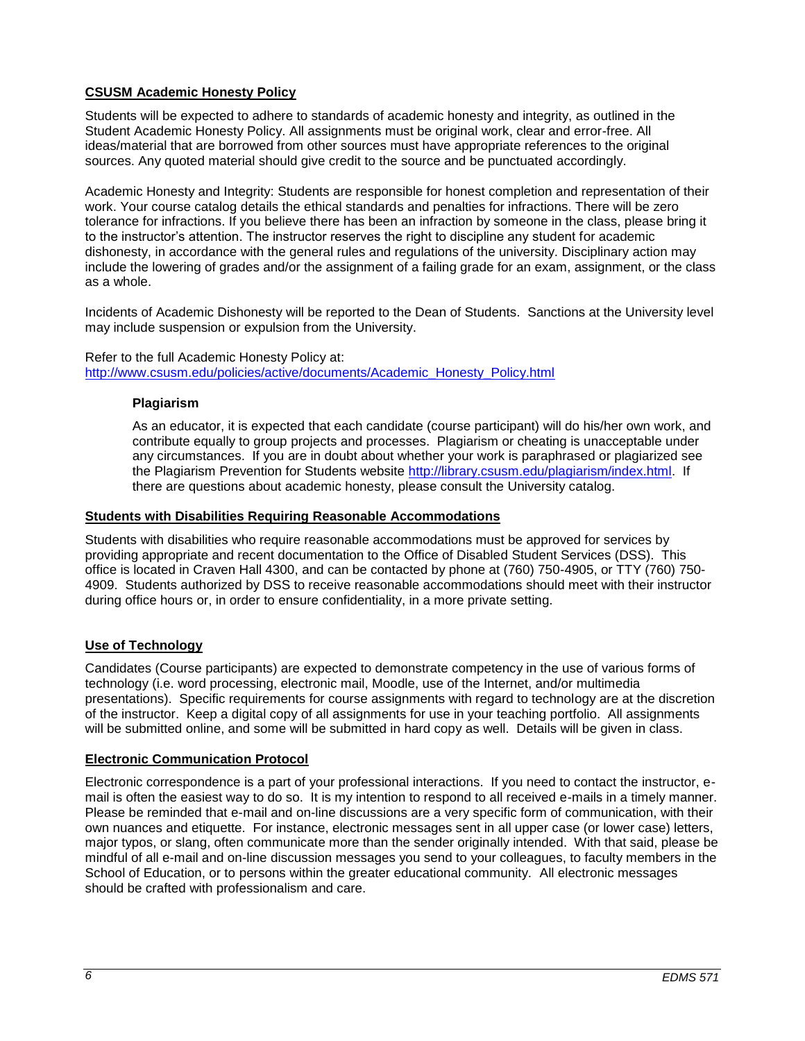## CSUSM Academic Honesty Policy

Students will be expected to adhere to standards of academic honesty and integrity, as outlined in the Student Academic Honesty Policy. All assignments must be original work, clear and error-free. All ideas/material that are borrowed from other sources must have appropriate references to the original sources. Any quoted material should give credit to the source and be punctuated accordingly.

Academic Honesty and Integrity: Students are responsible for honest completion and representation of their work. Your course catalog details the ethical standards and penalties for infractions. There will be zero tolerance for infractions. If you believe there has been an infraction by someone in the class, please bring it to the instructor's attention. The instructor reserves the right to discipline any student for academic dishonesty, in accordance with the general rules and regulations of the university. Disciplinary action may include the lowering of grades and/or the assignment of a failing grade for an exam, assignment, or the class as a whole.

Incidents of Academic Dishonesty will be reported to the Dean of Students. Sanctions at the University level may include suspension or expulsion from the University.

Refer to the full Academic Honesty Policy at:
[http://www.csusm.edu/policies/active/documents/Academic_Honesty_Policy.html](http://www.csusm.edu/policies/active/documents/Academic_Honesty_Policy.html)

### Plagiarism

As an educator, it is expected that each candidate (course participant) will do his/her own work, and contribute equally to group projects and processes. Plagiarism or cheating is unacceptable under any circumstances. If you are in doubt about whether your work is paraphrased or plagiarized see the Plagiarism Prevention for Students website [http://library.csusm.edu/plagiarism/index.html](http://library.csusm.edu/plagiarism/index.html). If there are questions about academic honesty, please consult the University catalog.

## Students with Disabilities Requiring Reasonable Accommodations

Students with disabilities who require reasonable accommodations must be approved for services by providing appropriate and recent documentation to the Office of Disabled Student Services (DSS). This office is located in Craven Hall 4300, and can be contacted by phone at (760) 750-4905, or TTY (760) 750-4909. Students authorized by DSS to receive reasonable accommodations should meet with their instructor during office hours or, in order to ensure confidentiality, in a more private setting.

## Use of Technology

Candidates (Course participants) are expected to demonstrate competency in the use of various forms of technology (i.e. word processing, electronic mail, Moodle, use of the Internet, and/or multimedia presentations). Specific requirements for course assignments with regard to technology are at the discretion of the instructor. Keep a digital copy of all assignments for use in your teaching portfolio. All assignments will be submitted online, and some will be submitted in hard copy as well. Details will be given in class.

## Electronic Communication Protocol

Electronic correspondence is a part of your professional interactions. If you need to contact the instructor, e-mail is often the easiest way to do so. It is my intention to respond to all received e-mails in a timely manner. Please be reminded that e-mail and on-line discussions are a very specific form of communication, with their own nuances and etiquette. For instance, electronic messages sent in all upper case (or lower case) letters, major typos, or slang, often communicate more than the sender originally intended. With that said, please be mindful of all e-mail and on-line discussion messages you send to your colleagues, to faculty members in the School of Education, or to persons within the greater educational community. All electronic messages should be crafted with professionalism and care.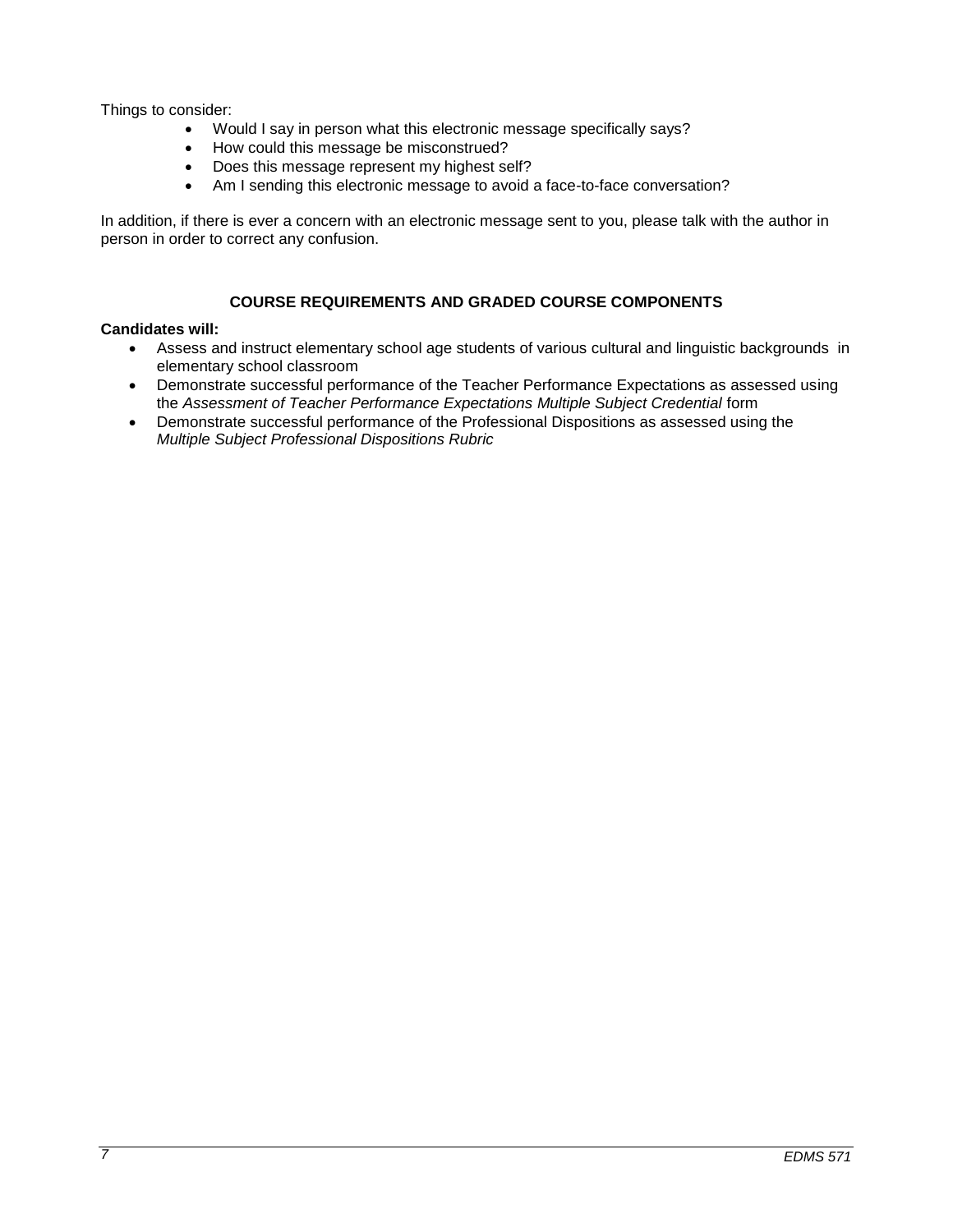Things to consider:

- Would I say in person what this electronic message specifically says?
- How could this message be misconstrued?
- Does this message represent my highest self?
- Am I sending this electronic message to avoid a face-to-face conversation?

In addition, if there is ever a concern with an electronic message sent to you, please talk with the author in person in order to correct any confusion.

## COURSE REQUIREMENTS AND GRADED COURSE COMPONENTS

**Candidates will:**

- Assess and instruct elementary school age students of various cultural and linguistic backgrounds in elementary school classroom
- Demonstrate successful performance of the Teacher Performance Expectations as assessed using the *Assessment of Teacher Performance Expectations Multiple Subject Credential* form
- Demonstrate successful performance of the Professional Dispositions as assessed using the *Multiple Subject Professional Dispositions Rubric*